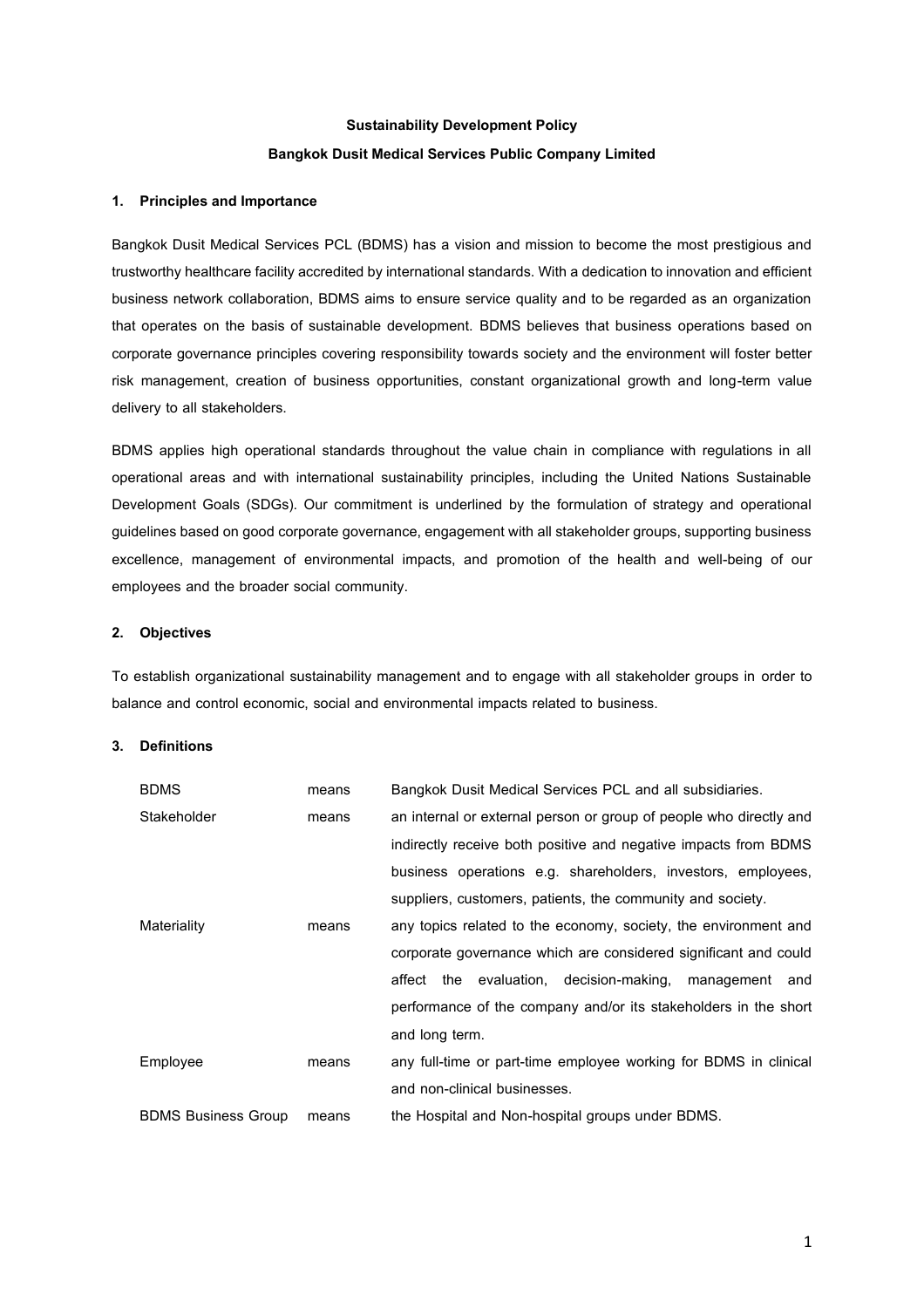# Sustainability Development Policy

# Bangkok Dusit Medical Services Public Company Limited

## 1. Principles and Importance

Bangkok Dusit Medical Services PCL (BDMS) has a vision and mission to become the most prestigious and trustworthy healthcare facility accredited by international standards. With a dedication to innovation and efficient business network collaboration, BDMS aims to ensure service quality and to be regarded as an organization that operates on the basis of sustainable development. BDMS believes that business operations based on corporate governance principles covering responsibility towards society and the environment will foster better risk management, creation of business opportunities, constant organizational growth and long-term value delivery to all stakeholders.

BDMS applies high operational standards throughout the value chain in compliance with regulations in all operational areas and with international sustainability principles, including the United Nations Sustainable Development Goals (SDGs). Our commitment is underlined by the formulation of strategy and operational guidelines based on good corporate governance, engagement with all stakeholder groups, supporting business excellence, management of environmental impacts, and promotion of the health and well-being of our employees and the broader social community.

## 2. Objectives

To establish organizational sustainability management and to engage with all stakeholder groups in order to balance and control economic, social and environmental impacts related to business.

## 3. Definitions

| | | |
|---|---|---|
| BDMS | means | Bangkok Dusit Medical Services PCL and all subsidiaries. |
| Stakeholder | means | an internal or external person or group of people who directly and indirectly receive both positive and negative impacts from BDMS business operations e.g. shareholders, investors, employees, suppliers, customers, patients, the community and society. |
| Materiality | means | any topics related to the economy, society, the environment and corporate governance which are considered significant and could affect the evaluation, decision-making, management and performance of the company and/or its stakeholders in the short and long term. |
| Employee | means | any full-time or part-time employee working for BDMS in clinical and non-clinical businesses. |
| BDMS Business Group | means | the Hospital and Non-hospital groups under BDMS. |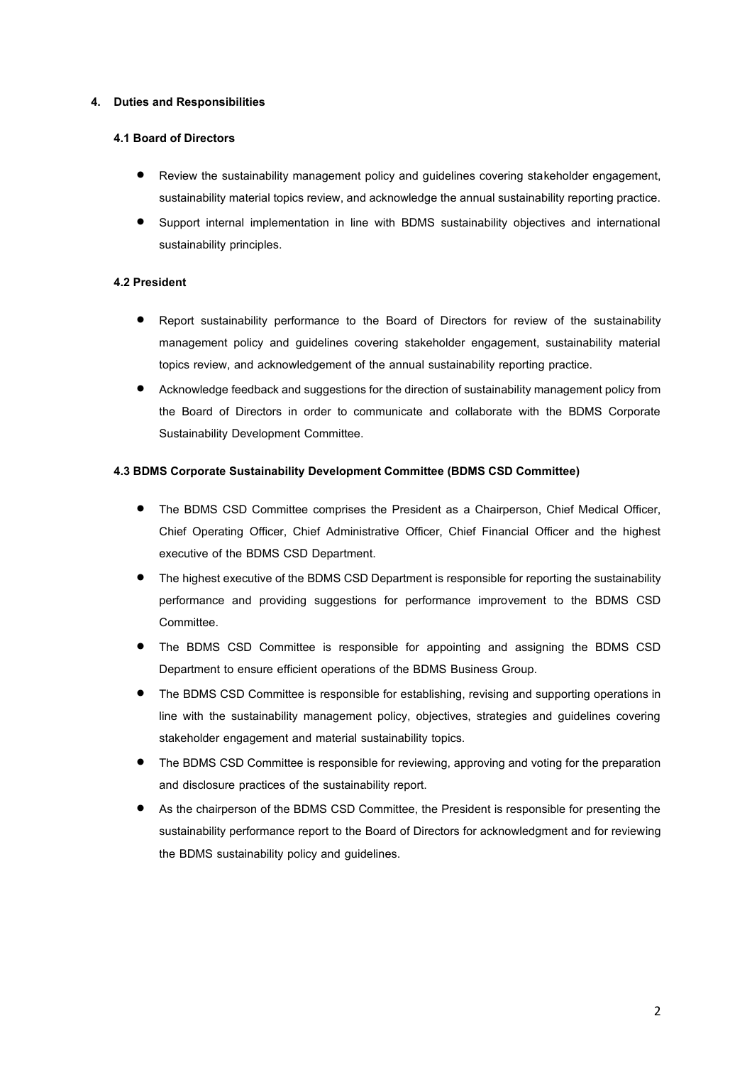## 4. Duties and Responsibilities

### 4.1 Board of Directors

- Review the sustainability management policy and guidelines covering stakeholder engagement, sustainability material topics review, and acknowledge the annual sustainability reporting practice.
- Support internal implementation in line with BDMS sustainability objectives and international sustainability principles.

### 4.2 President

- Report sustainability performance to the Board of Directors for review of the sustainability management policy and guidelines covering stakeholder engagement, sustainability material topics review, and acknowledgement of the annual sustainability reporting practice.
- Acknowledge feedback and suggestions for the direction of sustainability management policy from the Board of Directors in order to communicate and collaborate with the BDMS Corporate Sustainability Development Committee.

### 4.3 BDMS Corporate Sustainability Development Committee (BDMS CSD Committee)

- The BDMS CSD Committee comprises the President as a Chairperson, Chief Medical Officer, Chief Operating Officer, Chief Administrative Officer, Chief Financial Officer and the highest executive of the BDMS CSD Department.
- The highest executive of the BDMS CSD Department is responsible for reporting the sustainability performance and providing suggestions for performance improvement to the BDMS CSD Committee.
- The BDMS CSD Committee is responsible for appointing and assigning the BDMS CSD Department to ensure efficient operations of the BDMS Business Group.
- The BDMS CSD Committee is responsible for establishing, revising and supporting operations in line with the sustainability management policy, objectives, strategies and guidelines covering stakeholder engagement and material sustainability topics.
- The BDMS CSD Committee is responsible for reviewing, approving and voting for the preparation and disclosure practices of the sustainability report.
- As the chairperson of the BDMS CSD Committee, the President is responsible for presenting the sustainability performance report to the Board of Directors for acknowledgment and for reviewing the BDMS sustainability policy and guidelines.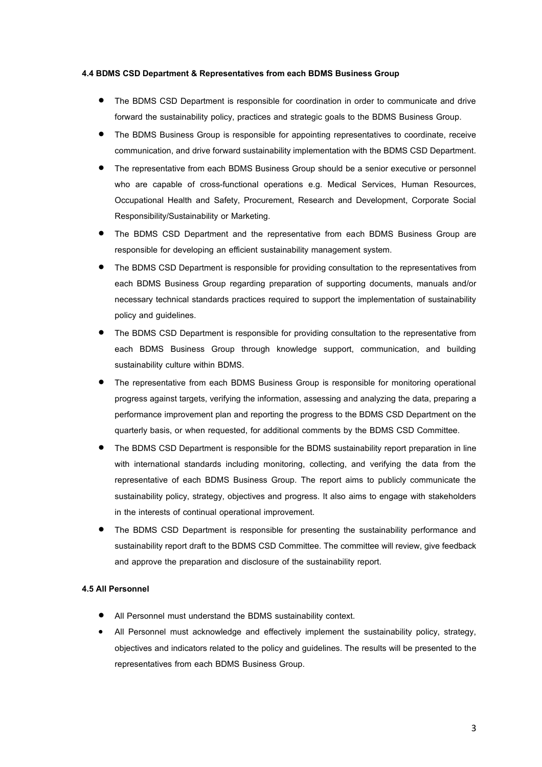#### 4.4 BDMS CSD Department & Representatives from each BDMS Business Group

- The BDMS CSD Department is responsible for coordination in order to communicate and drive forward the sustainability policy, practices and strategic goals to the BDMS Business Group.
- The BDMS Business Group is responsible for appointing representatives to coordinate, receive communication, and drive forward sustainability implementation with the BDMS CSD Department.
- The representative from each BDMS Business Group should be a senior executive or personnel who are capable of cross-functional operations e.g. Medical Services, Human Resources, Occupational Health and Safety, Procurement, Research and Development, Corporate Social Responsibility/Sustainability or Marketing.
- The BDMS CSD Department and the representative from each BDMS Business Group are responsible for developing an efficient sustainability management system.
- The BDMS CSD Department is responsible for providing consultation to the representatives from each BDMS Business Group regarding preparation of supporting documents, manuals and/or necessary technical standards practices required to support the implementation of sustainability policy and guidelines.
- The BDMS CSD Department is responsible for providing consultation to the representative from each BDMS Business Group through knowledge support, communication, and building sustainability culture within BDMS.
- The representative from each BDMS Business Group is responsible for monitoring operational progress against targets, verifying the information, assessing and analyzing the data, preparing a performance improvement plan and reporting the progress to the BDMS CSD Department on the quarterly basis, or when requested, for additional comments by the BDMS CSD Committee.
- The BDMS CSD Department is responsible for the BDMS sustainability report preparation in line with international standards including monitoring, collecting, and verifying the data from the representative of each BDMS Business Group. The report aims to publicly communicate the sustainability policy, strategy, objectives and progress. It also aims to engage with stakeholders in the interests of continual operational improvement.
- The BDMS CSD Department is responsible for presenting the sustainability performance and sustainability report draft to the BDMS CSD Committee. The committee will review, give feedback and approve the preparation and disclosure of the sustainability report.

#### 4.5 All Personnel

- All Personnel must understand the BDMS sustainability context.
- All Personnel must acknowledge and effectively implement the sustainability policy, strategy, objectives and indicators related to the policy and guidelines. The results will be presented to the representatives from each BDMS Business Group.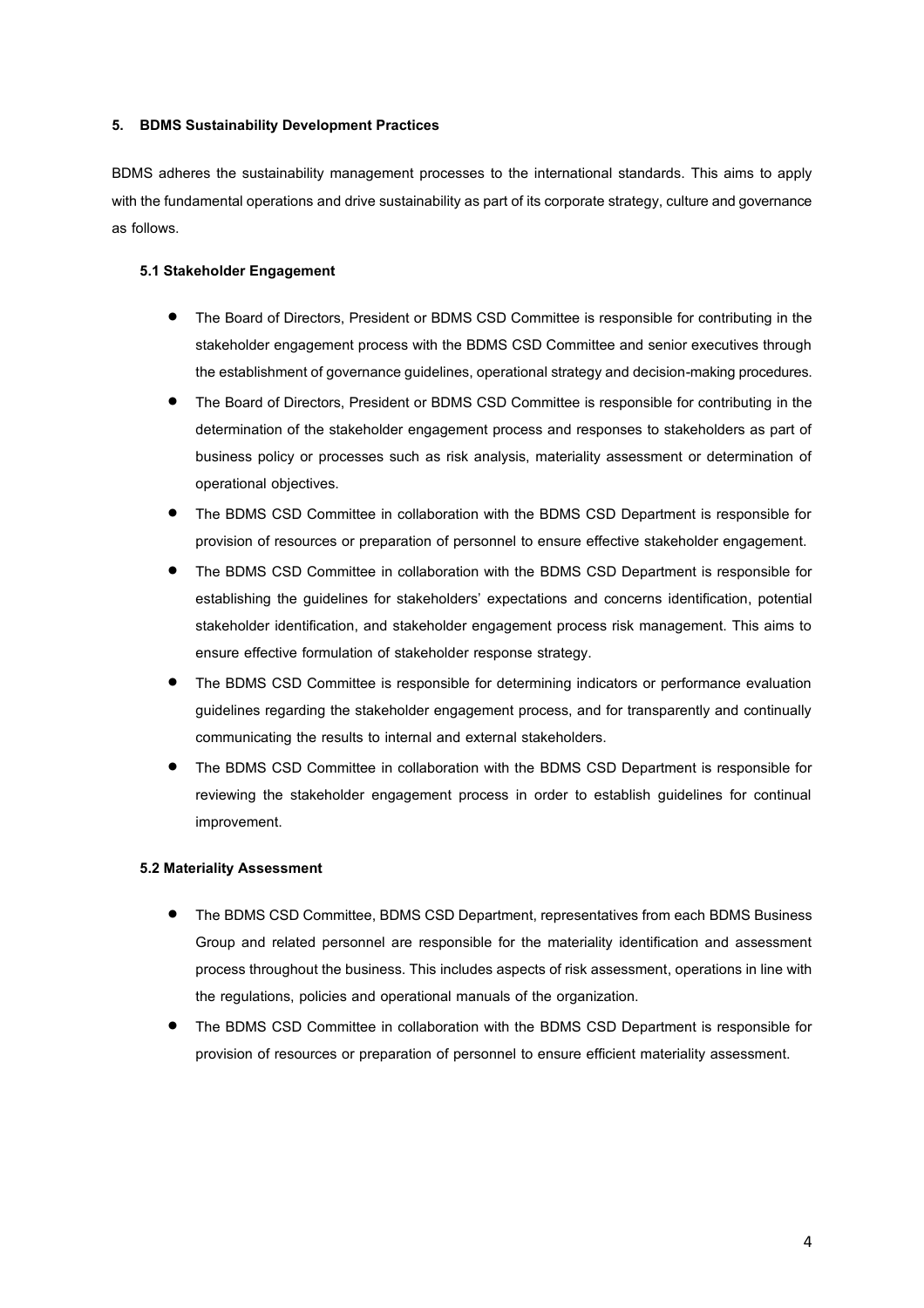## 5. BDMS Sustainability Development Practices

BDMS adheres the sustainability management processes to the international standards. This aims to apply with the fundamental operations and drive sustainability as part of its corporate strategy, culture and governance as follows.

### 5.1 Stakeholder Engagement

- The Board of Directors, President or BDMS CSD Committee is responsible for contributing in the stakeholder engagement process with the BDMS CSD Committee and senior executives through the establishment of governance guidelines, operational strategy and decision-making procedures.
- The Board of Directors, President or BDMS CSD Committee is responsible for contributing in the determination of the stakeholder engagement process and responses to stakeholders as part of business policy or processes such as risk analysis, materiality assessment or determination of operational objectives.
- The BDMS CSD Committee in collaboration with the BDMS CSD Department is responsible for provision of resources or preparation of personnel to ensure effective stakeholder engagement.
- The BDMS CSD Committee in collaboration with the BDMS CSD Department is responsible for establishing the guidelines for stakeholders' expectations and concerns identification, potential stakeholder identification, and stakeholder engagement process risk management. This aims to ensure effective formulation of stakeholder response strategy.
- The BDMS CSD Committee is responsible for determining indicators or performance evaluation guidelines regarding the stakeholder engagement process, and for transparently and continually communicating the results to internal and external stakeholders.
- The BDMS CSD Committee in collaboration with the BDMS CSD Department is responsible for reviewing the stakeholder engagement process in order to establish guidelines for continual improvement.

### 5.2 Materiality Assessment

- The BDMS CSD Committee, BDMS CSD Department, representatives from each BDMS Business Group and related personnel are responsible for the materiality identification and assessment process throughout the business. This includes aspects of risk assessment, operations in line with the regulations, policies and operational manuals of the organization.
- The BDMS CSD Committee in collaboration with the BDMS CSD Department is responsible for provision of resources or preparation of personnel to ensure efficient materiality assessment.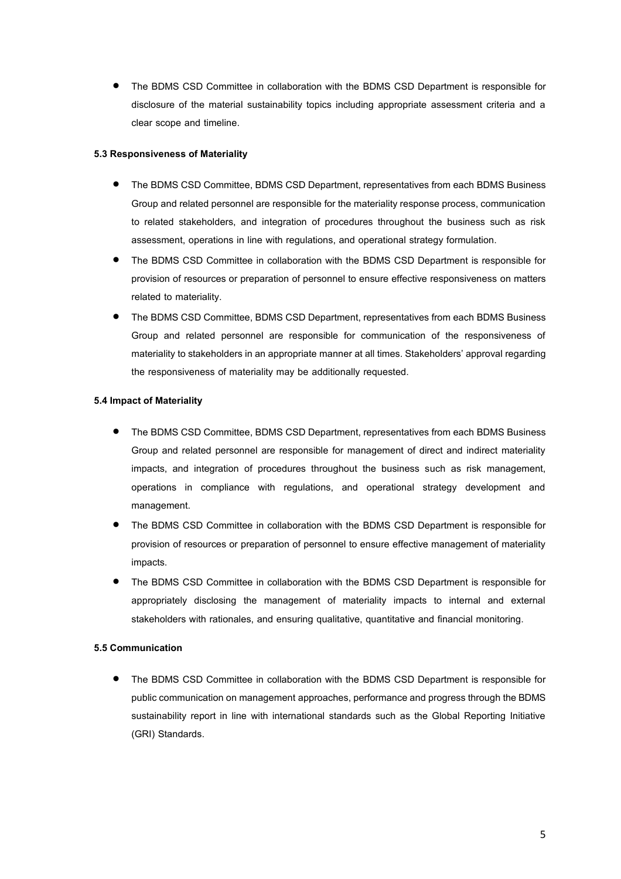- The BDMS CSD Committee in collaboration with the BDMS CSD Department is responsible for disclosure of the material sustainability topics including appropriate assessment criteria and a clear scope and timeline.

**5.3 Responsiveness of Materiality**

- The BDMS CSD Committee, BDMS CSD Department, representatives from each BDMS Business Group and related personnel are responsible for the materiality response process, communication to related stakeholders, and integration of procedures throughout the business such as risk assessment, operations in line with regulations, and operational strategy formulation.
- The BDMS CSD Committee in collaboration with the BDMS CSD Department is responsible for provision of resources or preparation of personnel to ensure effective responsiveness on matters related to materiality.
- The BDMS CSD Committee, BDMS CSD Department, representatives from each BDMS Business Group and related personnel are responsible for communication of the responsiveness of materiality to stakeholders in an appropriate manner at all times. Stakeholders' approval regarding the responsiveness of materiality may be additionally requested.

**5.4 Impact of Materiality**

- The BDMS CSD Committee, BDMS CSD Department, representatives from each BDMS Business Group and related personnel are responsible for management of direct and indirect materiality impacts, and integration of procedures throughout the business such as risk management, operations in compliance with regulations, and operational strategy development and management.
- The BDMS CSD Committee in collaboration with the BDMS CSD Department is responsible for provision of resources or preparation of personnel to ensure effective management of materiality impacts.
- The BDMS CSD Committee in collaboration with the BDMS CSD Department is responsible for appropriately disclosing the management of materiality impacts to internal and external stakeholders with rationales, and ensuring qualitative, quantitative and financial monitoring.

**5.5 Communication**

- The BDMS CSD Committee in collaboration with the BDMS CSD Department is responsible for public communication on management approaches, performance and progress through the BDMS sustainability report in line with international standards such as the Global Reporting Initiative (GRI) Standards.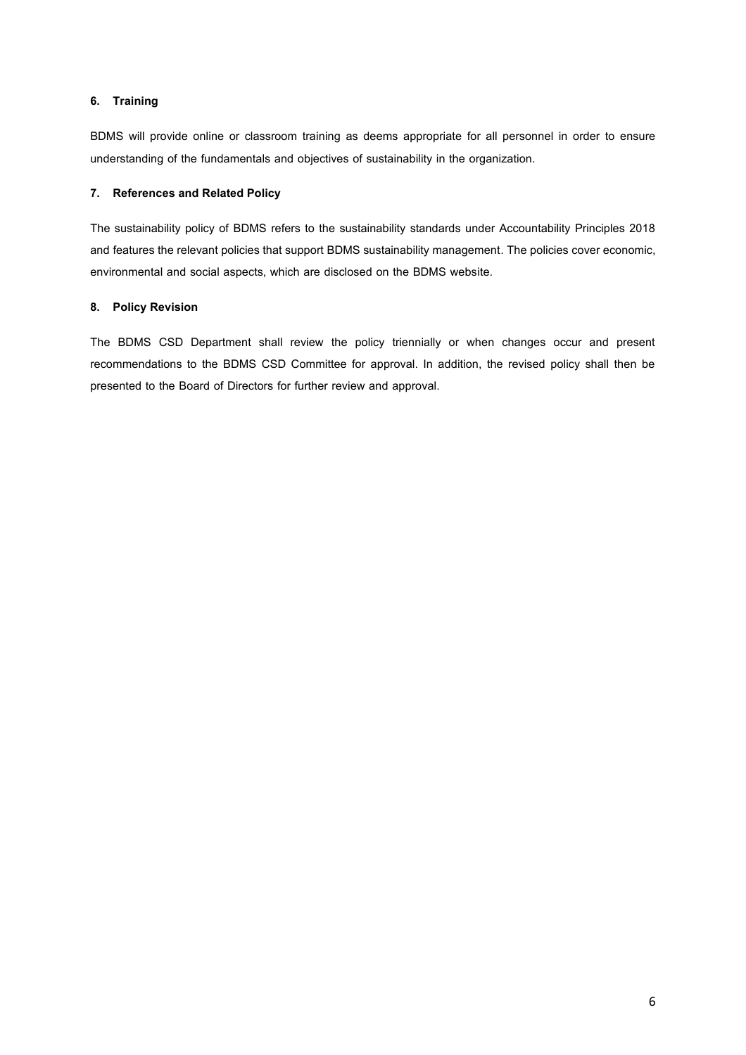## 6. Training

BDMS will provide online or classroom training as deems appropriate for all personnel in order to ensure understanding of the fundamentals and objectives of sustainability in the organization.

## 7. References and Related Policy

The sustainability policy of BDMS refers to the sustainability standards under Accountability Principles 2018 and features the relevant policies that support BDMS sustainability management. The policies cover economic, environmental and social aspects, which are disclosed on the BDMS website.

## 8. Policy Revision

The BDMS CSD Department shall review the policy triennially or when changes occur and present recommendations to the BDMS CSD Committee for approval. In addition, the revised policy shall then be presented to the Board of Directors for further review and approval.